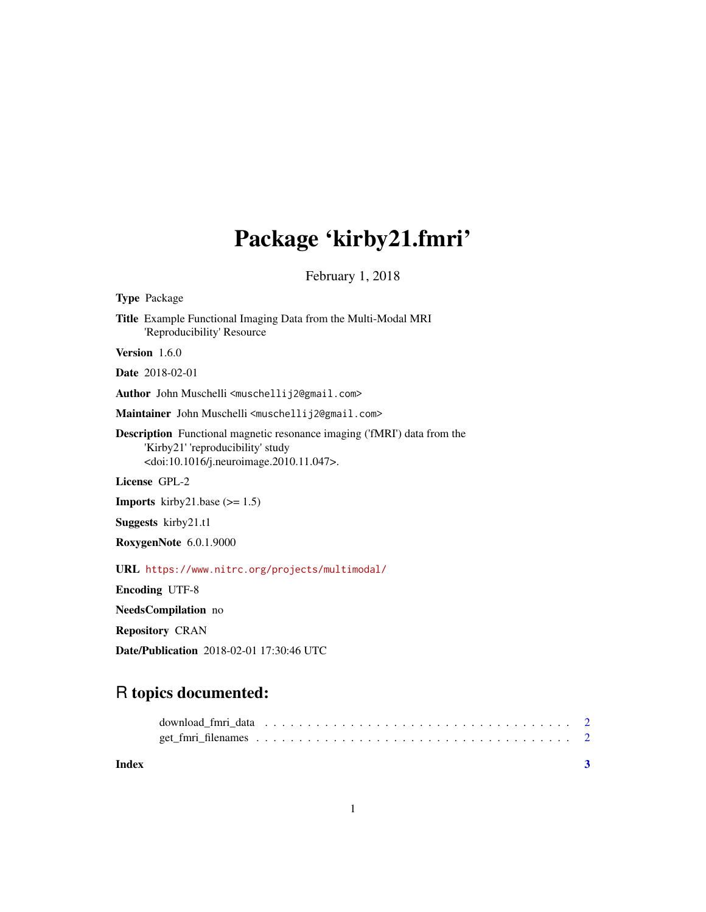# Package 'kirby21.fmri'

February 1, 2018

**Type** Package

**Title** Example Functional Imaging Data from the Multi-Modal MRI 'Reproducibility' Resource

**Version** 1.6.0

**Date** 2018-02-01

**Author** John Muschelli <muschellij2@gmail.com>

**Maintainer** John Muschelli <muschellij2@gmail.com>

**Description** Functional magnetic resonance imaging ('fMRI') data from the 'Kirby21' 'reproducibility' study <doi:10.1016/j.neuroimage.2010.11.047>.

**License** GPL-2

**Imports** kirby21.base (>= 1.5)

**Suggests** kirby21.t1

**RoxygenNote** 6.0.1.9000

**URL** https://www.nitrc.org/projects/multimodal/

**Encoding** UTF-8

**NeedsCompilation** no

**Repository** CRAN

**Date/Publication** 2018-02-01 17:30:46 UTC

## R topics documented:

download_fmri_data . . . . . . . . . . . . . . . . . . . . . . . . . . . . . . . . . . . 2
get_fmri_filenames . . . . . . . . . . . . . . . . . . . . . . . . . . . . . . . . . . . 2

**Index** 3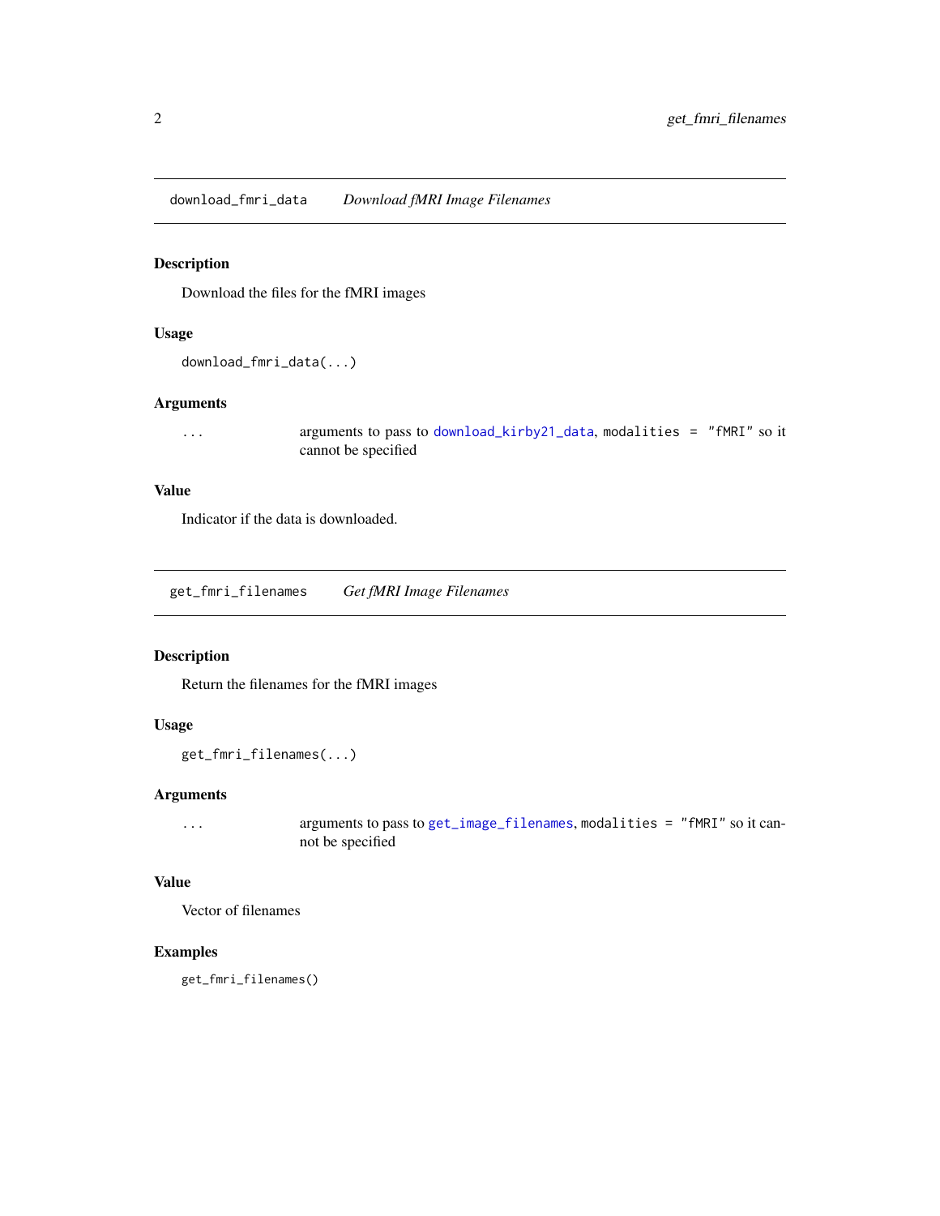## download_fmri_data *Download fMRI Image Filenames*

### Description

Download the files for the fMRI images

### Usage

```
download_fmri_data(...)
```

### Arguments

| | |
|---|---|
| ... | arguments to pass to `download_kirby21_data`, `modalities = "fMRI"` so it cannot be specified |

### Value

Indicator if the data is downloaded.

## get_fmri_filenames *Get fMRI Image Filenames*

### Description

Return the filenames for the fMRI images

### Usage

```
get_fmri_filenames(...)
```

### Arguments

| | |
|---|---|
| ... | arguments to pass to `get_image_filenames`, `modalities = "fMRI"` so it cannot be specified |

### Value

Vector of filenames

### Examples

```
get_fmri_filenames()
```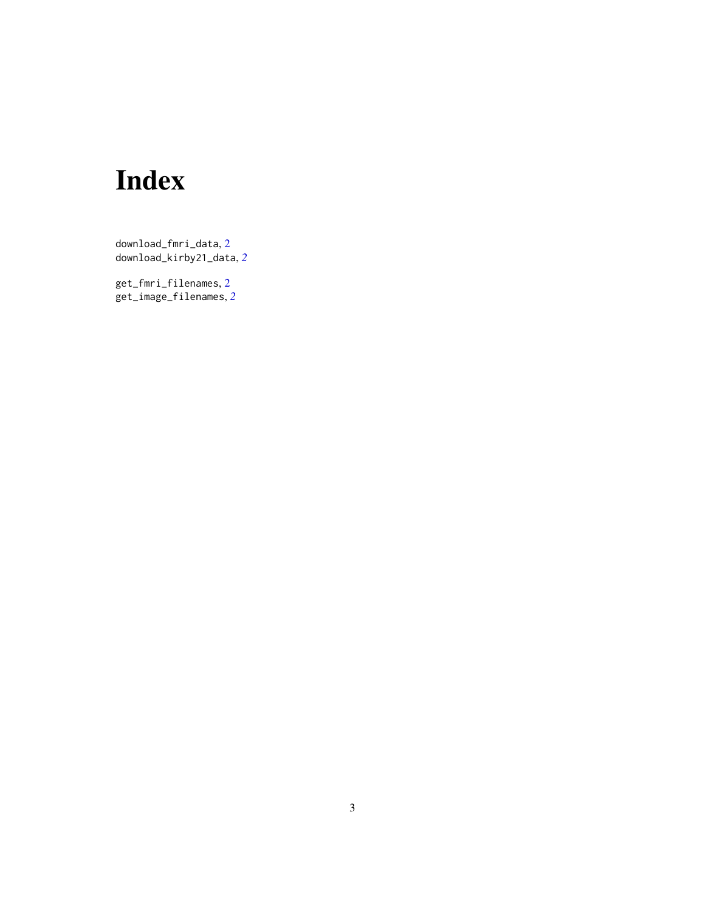# Index

download_fmri_data, 2
download_kirby21_data, *2*

get_fmri_filenames, 2
get_image_filenames, *2*